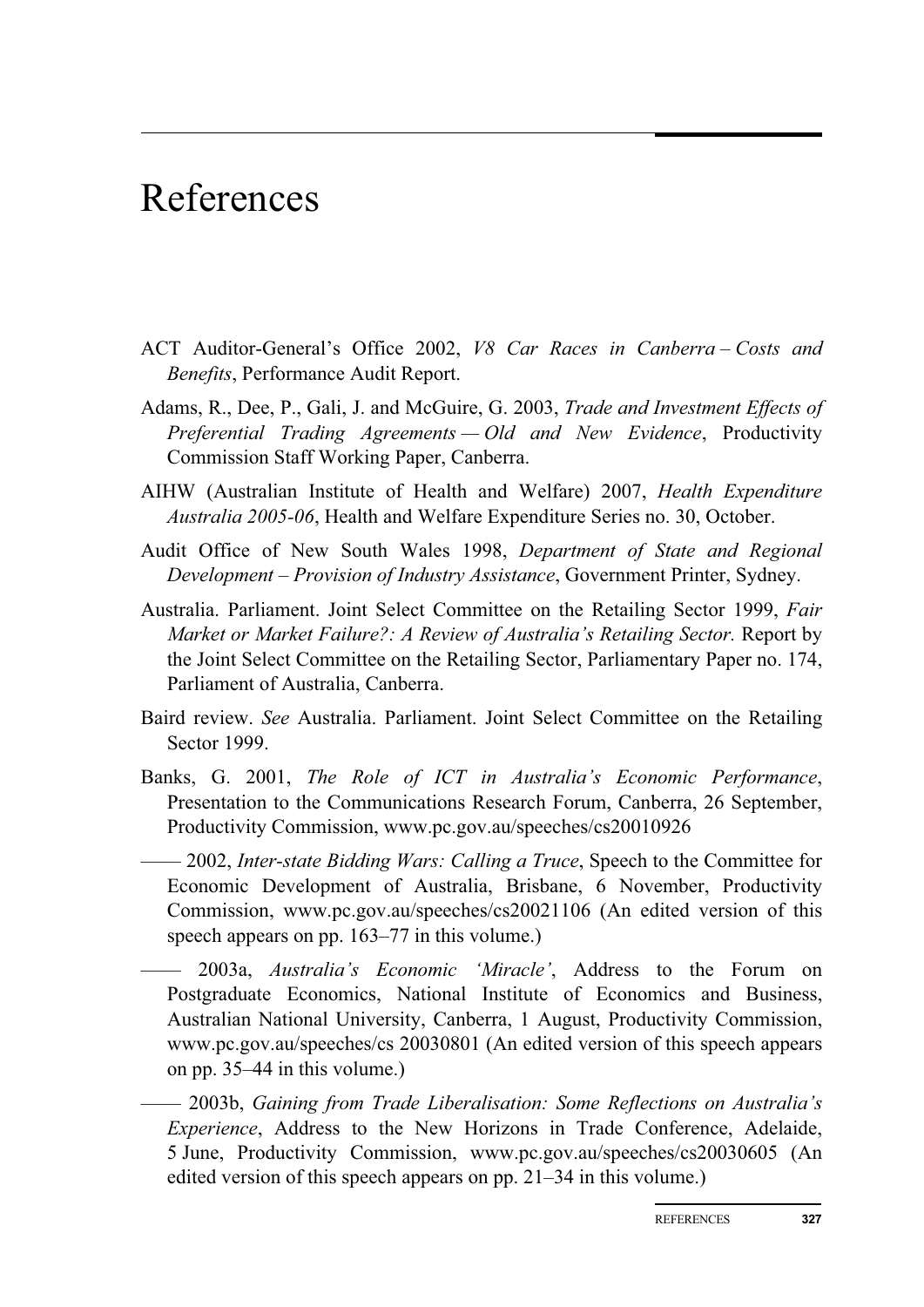# References

ACT Auditor-General's Office 2002, *V8 Car Races in Canberra – Costs and Benefits*, Performance Audit Report.

Adams, R., Dee, P., Gali, J. and McGuire, G. 2003, *Trade and Investment Effects of Preferential Trading Agreements — Old and New Evidence*, Productivity Commission Staff Working Paper, Canberra.

AIHW (Australian Institute of Health and Welfare) 2007, *Health Expenditure Australia 2005-06*, Health and Welfare Expenditure Series no. 30, October.

Audit Office of New South Wales 1998, *Department of State and Regional Development – Provision of Industry Assistance*, Government Printer, Sydney.

Australia. Parliament. Joint Select Committee on the Retailing Sector 1999, *Fair Market or Market Failure?: A Review of Australia's Retailing Sector.* Report by the Joint Select Committee on the Retailing Sector, Parliamentary Paper no. 174, Parliament of Australia, Canberra.

Baird review. *See* Australia. Parliament. Joint Select Committee on the Retailing Sector 1999.

Banks, G. 2001, *The Role of ICT in Australia's Economic Performance*, Presentation to the Communications Research Forum, Canberra, 26 September, Productivity Commission, www.pc.gov.au/speeches/cs20010926

—— 2002, *Inter-state Bidding Wars: Calling a Truce*, Speech to the Committee for Economic Development of Australia, Brisbane, 6 November, Productivity Commission, www.pc.gov.au/speeches/cs20021106 (An edited version of this speech appears on pp. 163–77 in this volume.)

—— 2003a, *Australia's Economic 'Miracle'*, Address to the Forum on Postgraduate Economics, National Institute of Economics and Business, Australian National University, Canberra, 1 August, Productivity Commission, www.pc.gov.au/speeches/cs 20030801 (An edited version of this speech appears on pp. 35–44 in this volume.)

—— 2003b, *Gaining from Trade Liberalisation: Some Reflections on Australia's Experience*, Address to the New Horizons in Trade Conference, Adelaide, 5 June, Productivity Commission, www.pc.gov.au/speeches/cs20030605 (An edited version of this speech appears on pp. 21–34 in this volume.)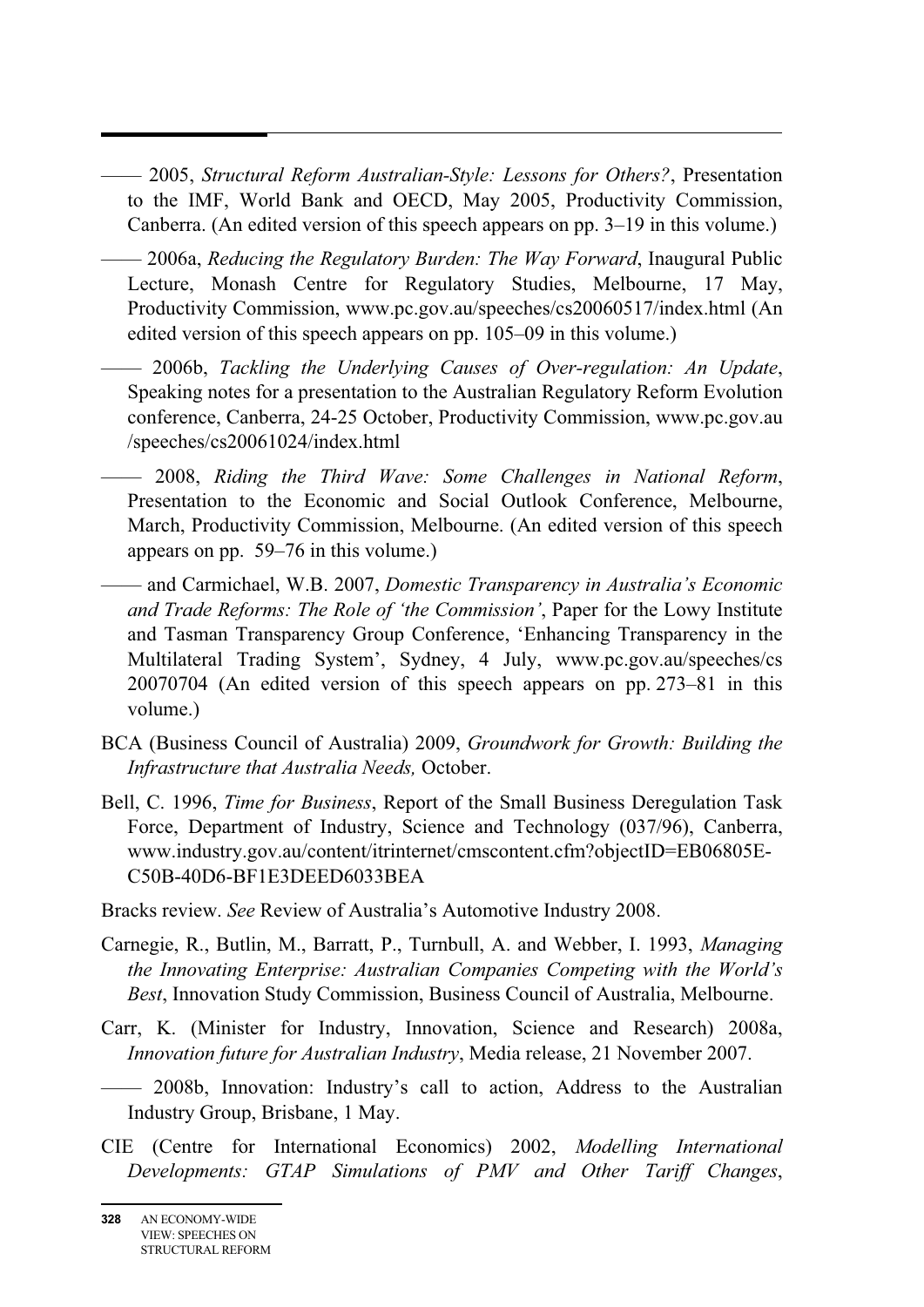—— 2005, *Structural Reform Australian-Style: Lessons for Others?*, Presentation to the IMF, World Bank and OECD, May 2005, Productivity Commission, Canberra. (An edited version of this speech appears on pp. 3–19 in this volume.)

—— 2006a, *Reducing the Regulatory Burden: The Way Forward*, Inaugural Public Lecture, Monash Centre for Regulatory Studies, Melbourne, 17 May, Productivity Commission, www.pc.gov.au/speeches/cs20060517/index.html (An edited version of this speech appears on pp. 105–09 in this volume.)

—— 2006b, *Tackling the Underlying Causes of Over-regulation: An Update*, Speaking notes for a presentation to the Australian Regulatory Reform Evolution conference, Canberra, 24-25 October, Productivity Commission, www.pc.gov.au /speeches/cs20061024/index.html

—— 2008, *Riding the Third Wave: Some Challenges in National Reform*, Presentation to the Economic and Social Outlook Conference, Melbourne, March, Productivity Commission, Melbourne. (An edited version of this speech appears on pp. 59–76 in this volume.)

—— and Carmichael, W.B. 2007, *Domestic Transparency in Australia's Economic and Trade Reforms: The Role of 'the Commission'*, Paper for the Lowy Institute and Tasman Transparency Group Conference, 'Enhancing Transparency in the Multilateral Trading System', Sydney, 4 July, www.pc.gov.au/speeches/cs 20070704 (An edited version of this speech appears on pp. 273–81 in this volume.)

BCA (Business Council of Australia) 2009, *Groundwork for Growth: Building the Infrastructure that Australia Needs,* October.

Bell, C. 1996, *Time for Business*, Report of the Small Business Deregulation Task Force, Department of Industry, Science and Technology (037/96), Canberra, www.industry.gov.au/content/itrinternet/cmscontent.cfm?objectID=EB06805E-C50B-40D6-BF1E3DEED6033BEA

Bracks review. *See* Review of Australia's Automotive Industry 2008.

Carnegie, R., Butlin, M., Barratt, P., Turnbull, A. and Webber, I. 1993, *Managing the Innovating Enterprise: Australian Companies Competing with the World's Best*, Innovation Study Commission, Business Council of Australia, Melbourne.

Carr, K. (Minister for Industry, Innovation, Science and Research) 2008a, *Innovation future for Australian Industry*, Media release, 21 November 2007.

—— 2008b, Innovation: Industry's call to action, Address to the Australian Industry Group, Brisbane, 1 May.

CIE (Centre for International Economics) 2002, *Modelling International Developments: GTAP Simulations of PMV and Other Tariff Changes*,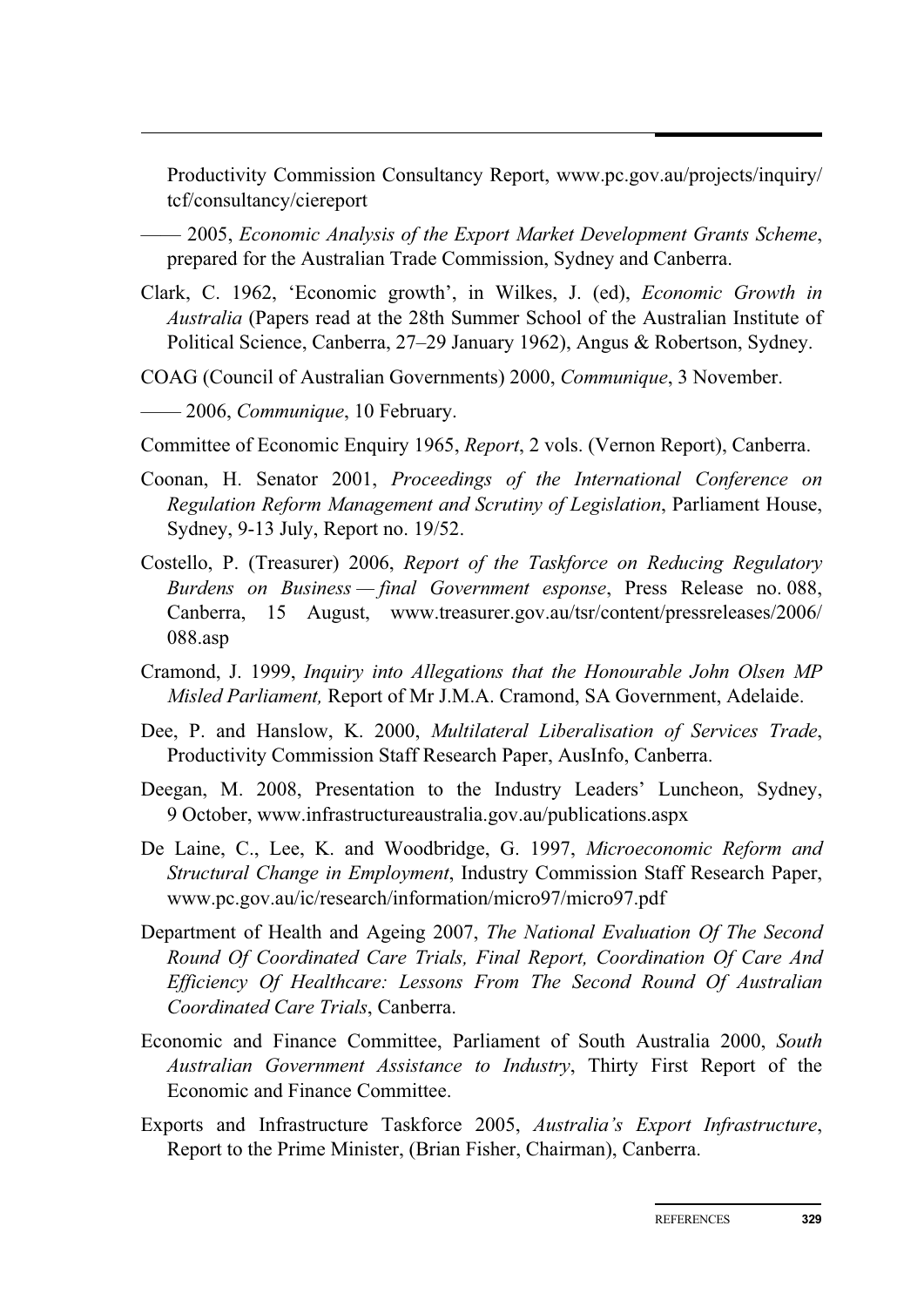Productivity Commission Consultancy Report, www.pc.gov.au/projects/inquiry/tcf/consultancy/ciereport

—— 2005, *Economic Analysis of the Export Market Development Grants Scheme*, prepared for the Australian Trade Commission, Sydney and Canberra.

Clark, C. 1962, 'Economic growth', in Wilkes, J. (ed), *Economic Growth in Australia* (Papers read at the 28th Summer School of the Australian Institute of Political Science, Canberra, 27–29 January 1962), Angus & Robertson, Sydney.

COAG (Council of Australian Governments) 2000, *Communique*, 3 November.

—— 2006, *Communique*, 10 February.

Committee of Economic Enquiry 1965, *Report*, 2 vols. (Vernon Report), Canberra.

Coonan, H. Senator 2001, *Proceedings of the International Conference on Regulation Reform Management and Scrutiny of Legislation*, Parliament House, Sydney, 9-13 July, Report no. 19/52.

Costello, P. (Treasurer) 2006, *Report of the Taskforce on Reducing Regulatory Burdens on Business — final Government esponse*, Press Release no. 088, Canberra, 15 August, www.treasurer.gov.au/tsr/content/pressreleases/2006/088.asp

Cramond, J. 1999, *Inquiry into Allegations that the Honourable John Olsen MP Misled Parliament,* Report of Mr J.M.A. Cramond, SA Government, Adelaide.

Dee, P. and Hanslow, K. 2000, *Multilateral Liberalisation of Services Trade*, Productivity Commission Staff Research Paper, AusInfo, Canberra.

Deegan, M. 2008, Presentation to the Industry Leaders' Luncheon, Sydney, 9 October, www.infrastructureaustralia.gov.au/publications.aspx

De Laine, C., Lee, K. and Woodbridge, G. 1997, *Microeconomic Reform and Structural Change in Employment*, Industry Commission Staff Research Paper, www.pc.gov.au/ic/research/information/micro97/micro97.pdf

Department of Health and Ageing 2007, *The National Evaluation Of The Second Round Of Coordinated Care Trials, Final Report, Coordination Of Care And Efficiency Of Healthcare: Lessons From The Second Round Of Australian Coordinated Care Trials*, Canberra.

Economic and Finance Committee, Parliament of South Australia 2000, *South Australian Government Assistance to Industry*, Thirty First Report of the Economic and Finance Committee.

Exports and Infrastructure Taskforce 2005, *Australia's Export Infrastructure*, Report to the Prime Minister, (Brian Fisher, Chairman), Canberra.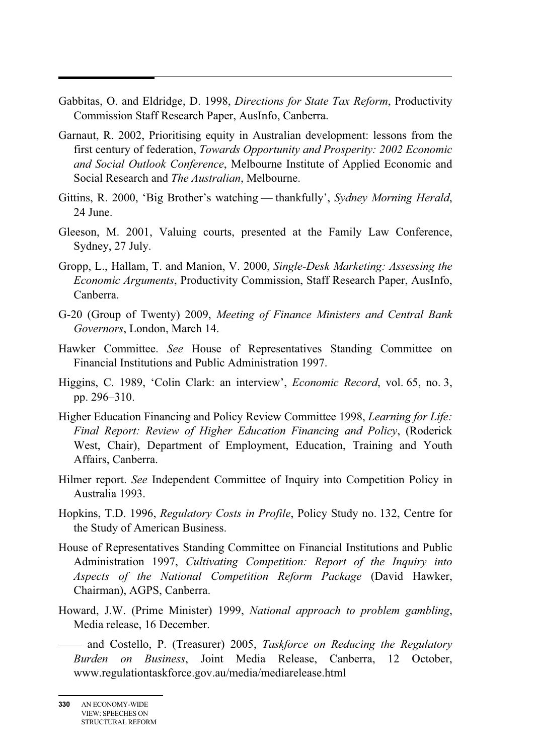Gabbitas, O. and Eldridge, D. 1998, *Directions for State Tax Reform*, Productivity Commission Staff Research Paper, AusInfo, Canberra.

Garnaut, R. 2002, Prioritising equity in Australian development: lessons from the first century of federation, *Towards Opportunity and Prosperity: 2002 Economic and Social Outlook Conference*, Melbourne Institute of Applied Economic and Social Research and *The Australian*, Melbourne.

Gittins, R. 2000, 'Big Brother's watching — thankfully', *Sydney Morning Herald*, 24 June.

Gleeson, M. 2001, Valuing courts, presented at the Family Law Conference, Sydney, 27 July.

Gropp, L., Hallam, T. and Manion, V. 2000, *Single-Desk Marketing: Assessing the Economic Arguments*, Productivity Commission, Staff Research Paper, AusInfo, Canberra.

G-20 (Group of Twenty) 2009, *Meeting of Finance Ministers and Central Bank Governors*, London, March 14.

Hawker Committee. *See* House of Representatives Standing Committee on Financial Institutions and Public Administration 1997.

Higgins, C. 1989, 'Colin Clark: an interview', *Economic Record*, vol. 65, no. 3, pp. 296–310.

Higher Education Financing and Policy Review Committee 1998, *Learning for Life: Final Report: Review of Higher Education Financing and Policy*, (Roderick West, Chair), Department of Employment, Education, Training and Youth Affairs, Canberra.

Hilmer report. *See* Independent Committee of Inquiry into Competition Policy in Australia 1993.

Hopkins, T.D. 1996, *Regulatory Costs in Profile*, Policy Study no. 132, Centre for the Study of American Business.

House of Representatives Standing Committee on Financial Institutions and Public Administration 1997, *Cultivating Competition: Report of the Inquiry into Aspects of the National Competition Reform Package* (David Hawker, Chairman), AGPS, Canberra.

Howard, J.W. (Prime Minister) 1999, *National approach to problem gambling*, Media release, 16 December.

—— and Costello, P. (Treasurer) 2005, *Taskforce on Reducing the Regulatory Burden on Business*, Joint Media Release, Canberra, 12 October, www.regulationtaskforce.gov.au/media/mediarelease.html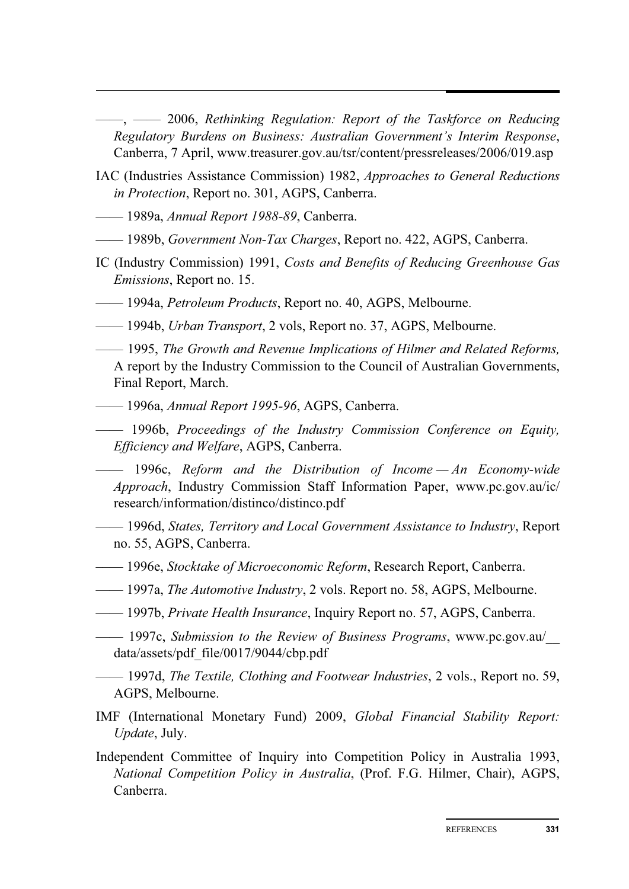——, —— 2006, *Rethinking Regulation: Report of the Taskforce on Reducing Regulatory Burdens on Business: Australian Government's Interim Response*, Canberra, 7 April, www.treasurer.gov.au/tsr/content/pressreleases/2006/019.asp

IAC (Industries Assistance Commission) 1982, *Approaches to General Reductions in Protection*, Report no. 301, AGPS, Canberra.

—— 1989a, *Annual Report 1988-89*, Canberra.

—— 1989b, *Government Non-Tax Charges*, Report no. 422, AGPS, Canberra.

IC (Industry Commission) 1991, *Costs and Benefits of Reducing Greenhouse Gas Emissions*, Report no. 15.

—— 1994a, *Petroleum Products*, Report no. 40, AGPS, Melbourne.

—— 1994b, *Urban Transport*, 2 vols, Report no. 37, AGPS, Melbourne.

—— 1995, *The Growth and Revenue Implications of Hilmer and Related Reforms,* A report by the Industry Commission to the Council of Australian Governments, Final Report, March.

—— 1996a, *Annual Report 1995-96*, AGPS, Canberra.

—— 1996b, *Proceedings of the Industry Commission Conference on Equity, Efficiency and Welfare*, AGPS, Canberra.

—— 1996c, *Reform and the Distribution of Income — An Economy-wide Approach*, Industry Commission Staff Information Paper, www.pc.gov.au/ic/research/information/distinco/distinco.pdf

—— 1996d, *States, Territory and Local Government Assistance to Industry*, Report no. 55, AGPS, Canberra.

—— 1996e, *Stocktake of Microeconomic Reform*, Research Report, Canberra.

—— 1997a, *The Automotive Industry*, 2 vols. Report no. 58, AGPS, Melbourne.

—— 1997b, *Private Health Insurance*, Inquiry Report no. 57, AGPS, Canberra.

—— 1997c, *Submission to the Review of Business Programs*, www.pc.gov.au/__data/assets/pdf_file/0017/9044/cbp.pdf

—— 1997d, *The Textile, Clothing and Footwear Industries*, 2 vols., Report no. 59, AGPS, Melbourne.

IMF (International Monetary Fund) 2009, *Global Financial Stability Report: Update*, July.

Independent Committee of Inquiry into Competition Policy in Australia 1993, *National Competition Policy in Australia*, (Prof. F.G. Hilmer, Chair), AGPS, Canberra.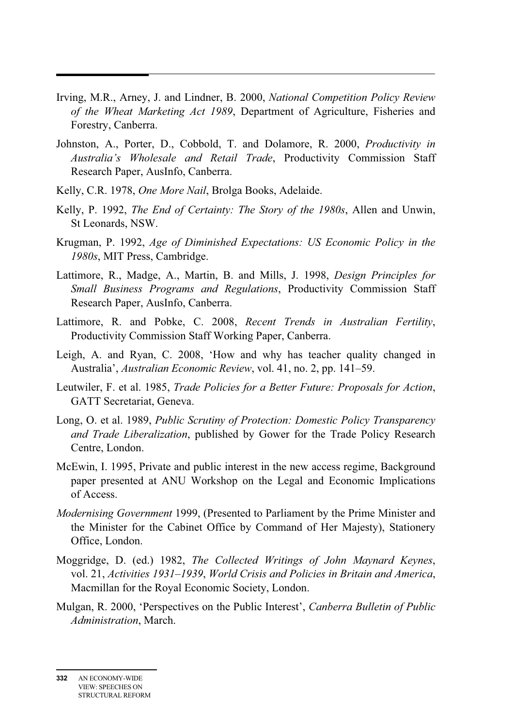Irving, M.R., Arney, J. and Lindner, B. 2000, *National Competition Policy Review of the Wheat Marketing Act 1989*, Department of Agriculture, Fisheries and Forestry, Canberra.

Johnston, A., Porter, D., Cobbold, T. and Dolamore, R. 2000, *Productivity in Australia's Wholesale and Retail Trade*, Productivity Commission Staff Research Paper, AusInfo, Canberra.

Kelly, C.R. 1978, *One More Nail*, Brolga Books, Adelaide.

Kelly, P. 1992, *The End of Certainty: The Story of the 1980s*, Allen and Unwin, St Leonards, NSW.

Krugman, P. 1992, *Age of Diminished Expectations: US Economic Policy in the 1980s*, MIT Press, Cambridge.

Lattimore, R., Madge, A., Martin, B. and Mills, J. 1998, *Design Principles for Small Business Programs and Regulations*, Productivity Commission Staff Research Paper, AusInfo, Canberra.

Lattimore, R. and Pobke, C. 2008, *Recent Trends in Australian Fertility*, Productivity Commission Staff Working Paper, Canberra.

Leigh, A. and Ryan, C. 2008, 'How and why has teacher quality changed in Australia', *Australian Economic Review*, vol. 41, no. 2, pp. 141–59.

Leutwiler, F. et al. 1985, *Trade Policies for a Better Future: Proposals for Action*, GATT Secretariat, Geneva.

Long, O. et al. 1989, *Public Scrutiny of Protection: Domestic Policy Transparency and Trade Liberalization*, published by Gower for the Trade Policy Research Centre, London.

McEwin, I. 1995, Private and public interest in the new access regime, Background paper presented at ANU Workshop on the Legal and Economic Implications of Access.

*Modernising Government* 1999, (Presented to Parliament by the Prime Minister and the Minister for the Cabinet Office by Command of Her Majesty), Stationery Office, London.

Moggridge, D. (ed.) 1982, *The Collected Writings of John Maynard Keynes*, vol. 21, *Activities 1931–1939*, *World Crisis and Policies in Britain and America*, Macmillan for the Royal Economic Society, London.

Mulgan, R. 2000, 'Perspectives on the Public Interest', *Canberra Bulletin of Public Administration*, March.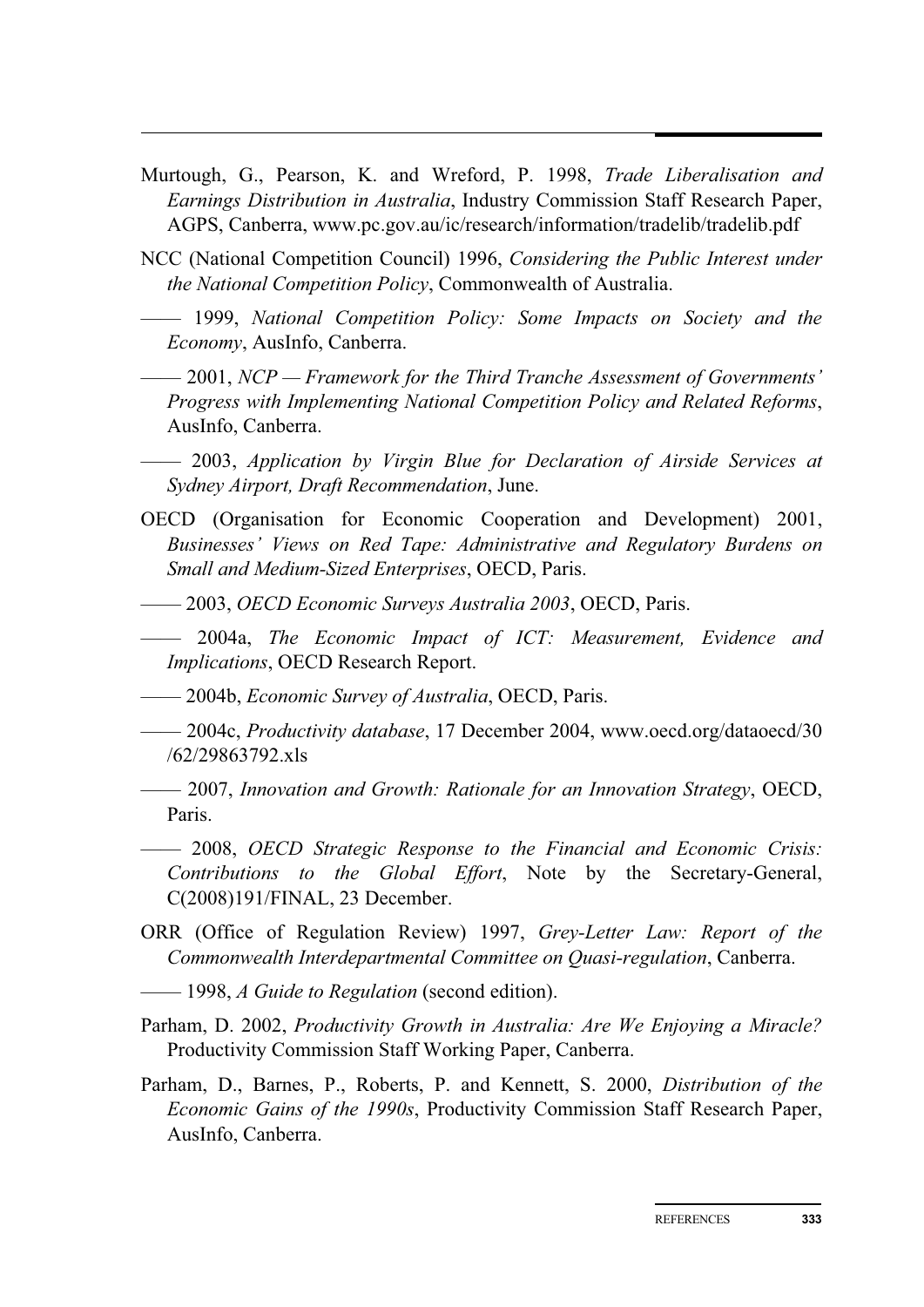Murtough, G., Pearson, K. and Wreford, P. 1998, *Trade Liberalisation and Earnings Distribution in Australia*, Industry Commission Staff Research Paper, AGPS, Canberra, www.pc.gov.au/ic/research/information/tradelib/tradelib.pdf

NCC (National Competition Council) 1996, *Considering the Public Interest under the National Competition Policy*, Commonwealth of Australia.

—— 1999, *National Competition Policy: Some Impacts on Society and the Economy*, AusInfo, Canberra.

—— 2001, *NCP — Framework for the Third Tranche Assessment of Governments' Progress with Implementing National Competition Policy and Related Reforms*, AusInfo, Canberra.

—— 2003, *Application by Virgin Blue for Declaration of Airside Services at Sydney Airport, Draft Recommendation*, June.

OECD (Organisation for Economic Cooperation and Development) 2001, *Businesses' Views on Red Tape: Administrative and Regulatory Burdens on Small and Medium-Sized Enterprises*, OECD, Paris.

—— 2003, *OECD Economic Surveys Australia 2003*, OECD, Paris.

—— 2004a, *The Economic Impact of ICT: Measurement, Evidence and Implications*, OECD Research Report.

—— 2004b, *Economic Survey of Australia*, OECD, Paris.

—— 2004c, *Productivity database*, 17 December 2004, www.oecd.org/dataoecd/30/62/29863792.xls

—— 2007, *Innovation and Growth: Rationale for an Innovation Strategy*, OECD, Paris.

—— 2008, *OECD Strategic Response to the Financial and Economic Crisis: Contributions to the Global Effort*, Note by the Secretary-General, C(2008)191/FINAL, 23 December.

ORR (Office of Regulation Review) 1997, *Grey-Letter Law: Report of the Commonwealth Interdepartmental Committee on Quasi-regulation*, Canberra.

—— 1998, *A Guide to Regulation* (second edition).

Parham, D. 2002, *Productivity Growth in Australia: Are We Enjoying a Miracle?* Productivity Commission Staff Working Paper, Canberra.

Parham, D., Barnes, P., Roberts, P. and Kennett, S. 2000, *Distribution of the Economic Gains of the 1990s*, Productivity Commission Staff Research Paper, AusInfo, Canberra.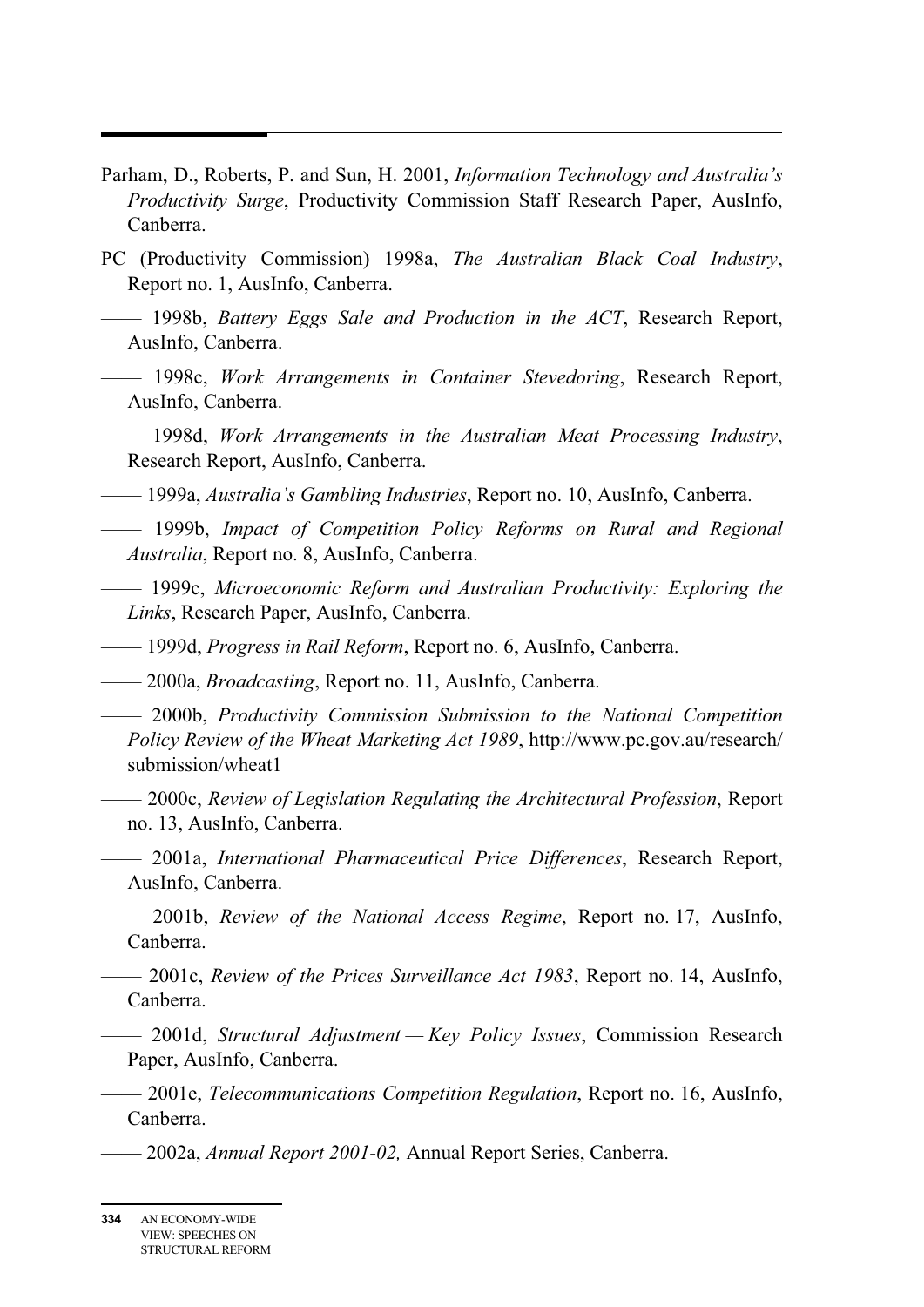Parham, D., Roberts, P. and Sun, H. 2001, *Information Technology and Australia's Productivity Surge*, Productivity Commission Staff Research Paper, AusInfo, Canberra.

PC (Productivity Commission) 1998a, *The Australian Black Coal Industry*, Report no. 1, AusInfo, Canberra.

—— 1998b, *Battery Eggs Sale and Production in the ACT*, Research Report, AusInfo, Canberra.

—— 1998c, *Work Arrangements in Container Stevedoring*, Research Report, AusInfo, Canberra.

—— 1998d, *Work Arrangements in the Australian Meat Processing Industry*, Research Report, AusInfo, Canberra.

—— 1999a, *Australia's Gambling Industries*, Report no. 10, AusInfo, Canberra.

—— 1999b, *Impact of Competition Policy Reforms on Rural and Regional Australia*, Report no. 8, AusInfo, Canberra.

—— 1999c, *Microeconomic Reform and Australian Productivity: Exploring the Links*, Research Paper, AusInfo, Canberra.

—— 1999d, *Progress in Rail Reform*, Report no. 6, AusInfo, Canberra.

—— 2000a, *Broadcasting*, Report no. 11, AusInfo, Canberra.

—— 2000b, *Productivity Commission Submission to the National Competition Policy Review of the Wheat Marketing Act 1989*, http://www.pc.gov.au/research/submission/wheat1

—— 2000c, *Review of Legislation Regulating the Architectural Profession*, Report no. 13, AusInfo, Canberra.

—— 2001a, *International Pharmaceutical Price Differences*, Research Report, AusInfo, Canberra.

—— 2001b, *Review of the National Access Regime*, Report no. 17, AusInfo, Canberra.

—— 2001c, *Review of the Prices Surveillance Act 1983*, Report no. 14, AusInfo, Canberra.

—— 2001d, *Structural Adjustment — Key Policy Issues*, Commission Research Paper, AusInfo, Canberra.

—— 2001e, *Telecommunications Competition Regulation*, Report no. 16, AusInfo, Canberra.

—— 2002a, *Annual Report 2001-02,* Annual Report Series, Canberra.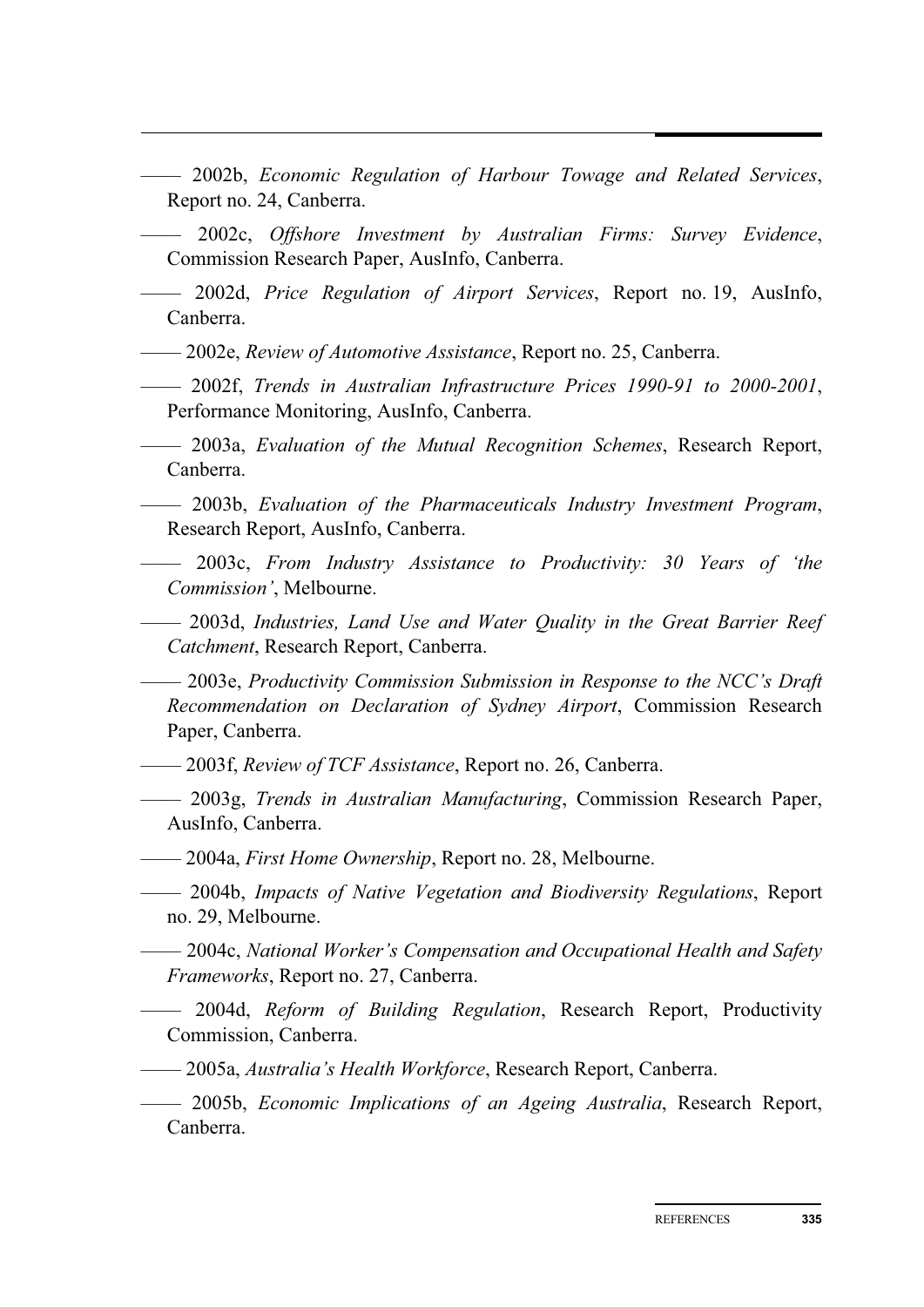—— 2002b, *Economic Regulation of Harbour Towage and Related Services*, Report no. 24, Canberra.

—— 2002c, *Offshore Investment by Australian Firms: Survey Evidence*, Commission Research Paper, AusInfo, Canberra.

—— 2002d, *Price Regulation of Airport Services*, Report no. 19, AusInfo, Canberra.

—— 2002e, *Review of Automotive Assistance*, Report no. 25, Canberra.

—— 2002f, *Trends in Australian Infrastructure Prices 1990-91 to 2000-2001*, Performance Monitoring, AusInfo, Canberra.

—— 2003a, *Evaluation of the Mutual Recognition Schemes*, Research Report, Canberra.

—— 2003b, *Evaluation of the Pharmaceuticals Industry Investment Program*, Research Report, AusInfo, Canberra.

—— 2003c, *From Industry Assistance to Productivity: 30 Years of 'the Commission'*, Melbourne.

—— 2003d, *Industries, Land Use and Water Quality in the Great Barrier Reef Catchment*, Research Report, Canberra.

—— 2003e, *Productivity Commission Submission in Response to the NCC's Draft Recommendation on Declaration of Sydney Airport*, Commission Research Paper, Canberra.

—— 2003f, *Review of TCF Assistance*, Report no. 26, Canberra.

—— 2003g, *Trends in Australian Manufacturing*, Commission Research Paper, AusInfo, Canberra.

—— 2004a, *First Home Ownership*, Report no. 28, Melbourne.

—— 2004b, *Impacts of Native Vegetation and Biodiversity Regulations*, Report no. 29, Melbourne.

—— 2004c, *National Worker's Compensation and Occupational Health and Safety Frameworks*, Report no. 27, Canberra.

—— 2004d, *Reform of Building Regulation*, Research Report, Productivity Commission, Canberra.

—— 2005a, *Australia's Health Workforce*, Research Report, Canberra.

—— 2005b, *Economic Implications of an Ageing Australia*, Research Report, Canberra.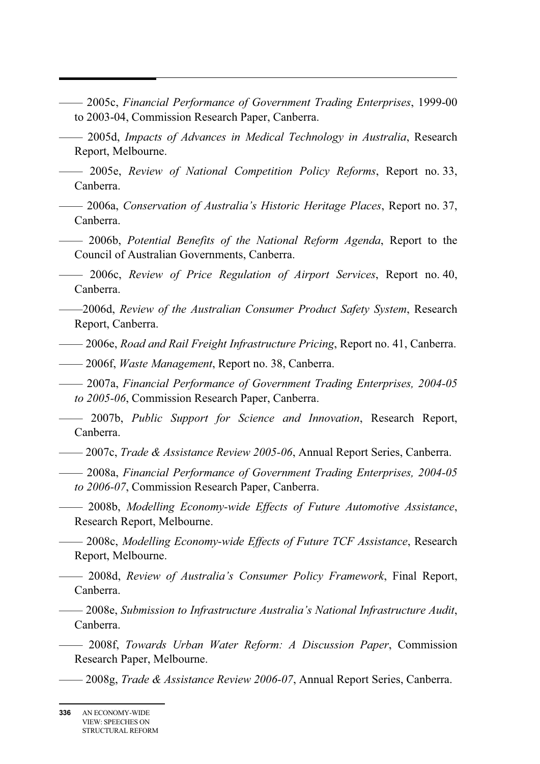—— 2005c, *Financial Performance of Government Trading Enterprises*, 1999-00 to 2003-04, Commission Research Paper, Canberra.

—— 2005d, *Impacts of Advances in Medical Technology in Australia*, Research Report, Melbourne.

—— 2005e, *Review of National Competition Policy Reforms*, Report no. 33, Canberra.

—— 2006a, *Conservation of Australia's Historic Heritage Places*, Report no. 37, Canberra.

—— 2006b, *Potential Benefits of the National Reform Agenda*, Report to the Council of Australian Governments, Canberra.

—— 2006c, *Review of Price Regulation of Airport Services*, Report no. 40, Canberra.

——2006d, *Review of the Australian Consumer Product Safety System*, Research Report, Canberra.

—— 2006e, *Road and Rail Freight Infrastructure Pricing*, Report no. 41, Canberra.

—— 2006f, *Waste Management*, Report no. 38, Canberra.

—— 2007a, *Financial Performance of Government Trading Enterprises, 2004-05 to 2005-06*, Commission Research Paper, Canberra.

—— 2007b, *Public Support for Science and Innovation*, Research Report, Canberra.

—— 2007c, *Trade & Assistance Review 2005-06*, Annual Report Series, Canberra.

—— 2008a, *Financial Performance of Government Trading Enterprises, 2004-05 to 2006-07*, Commission Research Paper, Canberra.

—— 2008b, *Modelling Economy-wide Effects of Future Automotive Assistance*, Research Report, Melbourne.

—— 2008c, *Modelling Economy-wide Effects of Future TCF Assistance*, Research Report, Melbourne.

—— 2008d, *Review of Australia's Consumer Policy Framework*, Final Report, Canberra.

—— 2008e, *Submission to Infrastructure Australia's National Infrastructure Audit*, Canberra.

—— 2008f, *Towards Urban Water Reform: A Discussion Paper*, Commission Research Paper, Melbourne.

—— 2008g, *Trade & Assistance Review 2006-07*, Annual Report Series, Canberra.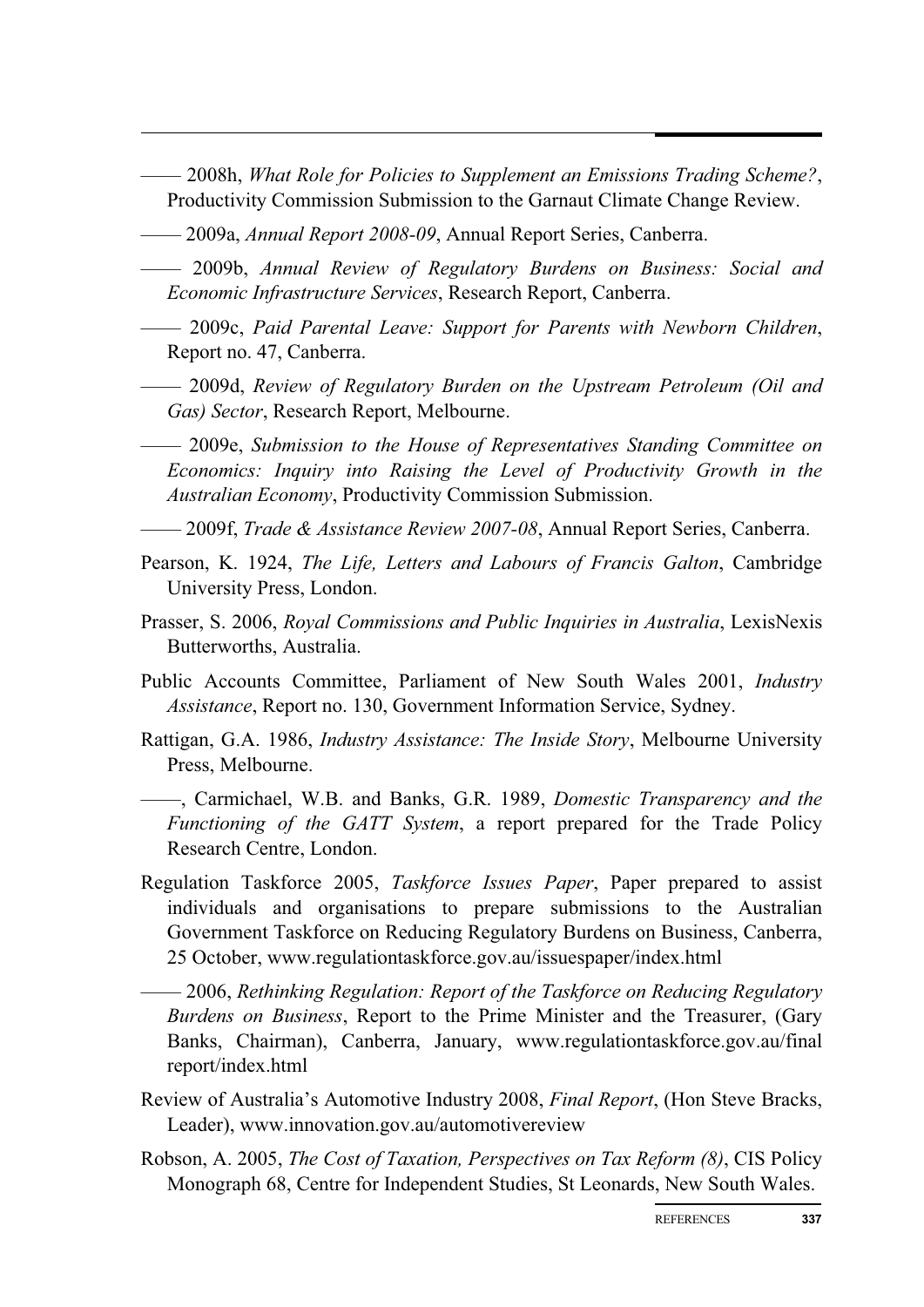—— 2008h, *What Role for Policies to Supplement an Emissions Trading Scheme?*, Productivity Commission Submission to the Garnaut Climate Change Review.

—— 2009a, *Annual Report 2008-09*, Annual Report Series, Canberra.

—— 2009b, *Annual Review of Regulatory Burdens on Business: Social and Economic Infrastructure Services*, Research Report, Canberra.

—— 2009c, *Paid Parental Leave: Support for Parents with Newborn Children*, Report no. 47, Canberra.

—— 2009d, *Review of Regulatory Burden on the Upstream Petroleum (Oil and Gas) Sector*, Research Report, Melbourne.

—— 2009e, *Submission to the House of Representatives Standing Committee on Economics: Inquiry into Raising the Level of Productivity Growth in the Australian Economy*, Productivity Commission Submission.

—— 2009f, *Trade & Assistance Review 2007-08*, Annual Report Series, Canberra.

Pearson, K. 1924, *The Life, Letters and Labours of Francis Galton*, Cambridge University Press, London.

Prasser, S. 2006, *Royal Commissions and Public Inquiries in Australia*, LexisNexis Butterworths, Australia.

Public Accounts Committee, Parliament of New South Wales 2001, *Industry Assistance*, Report no. 130, Government Information Service, Sydney.

Rattigan, G.A. 1986, *Industry Assistance: The Inside Story*, Melbourne University Press, Melbourne.

——, Carmichael, W.B. and Banks, G.R. 1989, *Domestic Transparency and the Functioning of the GATT System*, a report prepared for the Trade Policy Research Centre, London.

Regulation Taskforce 2005, *Taskforce Issues Paper*, Paper prepared to assist individuals and organisations to prepare submissions to the Australian Government Taskforce on Reducing Regulatory Burdens on Business, Canberra, 25 October, www.regulationtaskforce.gov.au/issuespaper/index.html

—— 2006, *Rethinking Regulation: Report of the Taskforce on Reducing Regulatory Burdens on Business*, Report to the Prime Minister and the Treasurer, (Gary Banks, Chairman), Canberra, January, www.regulationtaskforce.gov.au/final report/index.html

Review of Australia's Automotive Industry 2008, *Final Report*, (Hon Steve Bracks, Leader), www.innovation.gov.au/automotivereview

Robson, A. 2005, *The Cost of Taxation, Perspectives on Tax Reform (8)*, CIS Policy Monograph 68, Centre for Independent Studies, St Leonards, New South Wales.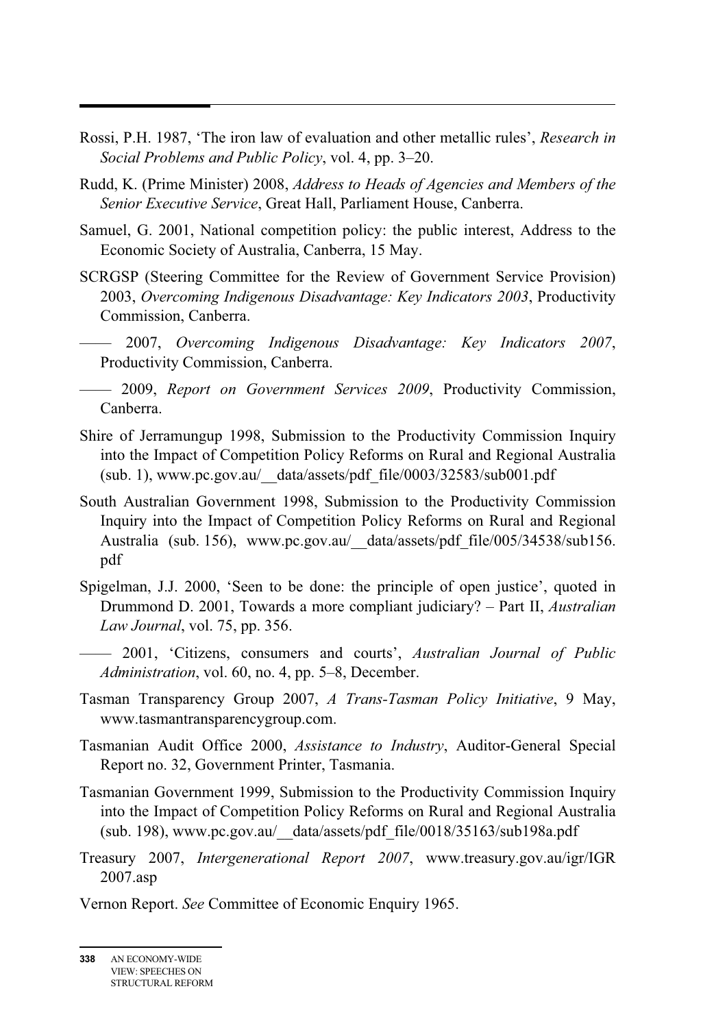Rossi, P.H. 1987, 'The iron law of evaluation and other metallic rules', *Research in Social Problems and Public Policy*, vol. 4, pp. 3–20.

Rudd, K. (Prime Minister) 2008, *Address to Heads of Agencies and Members of the Senior Executive Service*, Great Hall, Parliament House, Canberra.

Samuel, G. 2001, National competition policy: the public interest, Address to the Economic Society of Australia, Canberra, 15 May.

SCRGSP (Steering Committee for the Review of Government Service Provision) 2003, *Overcoming Indigenous Disadvantage: Key Indicators 2003*, Productivity Commission, Canberra.

—— 2007, *Overcoming Indigenous Disadvantage: Key Indicators 2007*, Productivity Commission, Canberra.

—— 2009, *Report on Government Services 2009*, Productivity Commission, Canberra.

Shire of Jerramungup 1998, Submission to the Productivity Commission Inquiry into the Impact of Competition Policy Reforms on Rural and Regional Australia (sub. 1), www.pc.gov.au/__data/assets/pdf_file/0003/32583/sub001.pdf

South Australian Government 1998, Submission to the Productivity Commission Inquiry into the Impact of Competition Policy Reforms on Rural and Regional Australia (sub. 156), www.pc.gov.au/__data/assets/pdf_file/005/34538/sub156.pdf

Spigelman, J.J. 2000, 'Seen to be done: the principle of open justice', quoted in Drummond D. 2001, Towards a more compliant judiciary? – Part II, *Australian Law Journal*, vol. 75, pp. 356.

—— 2001, 'Citizens, consumers and courts', *Australian Journal of Public Administration*, vol. 60, no. 4, pp. 5–8, December.

Tasman Transparency Group 2007, *A Trans-Tasman Policy Initiative*, 9 May, www.tasmantransparencygroup.com.

Tasmanian Audit Office 2000, *Assistance to Industry*, Auditor-General Special Report no. 32, Government Printer, Tasmania.

Tasmanian Government 1999, Submission to the Productivity Commission Inquiry into the Impact of Competition Policy Reforms on Rural and Regional Australia (sub. 198), www.pc.gov.au/__data/assets/pdf_file/0018/35163/sub198a.pdf

Treasury 2007, *Intergenerational Report 2007*, www.treasury.gov.au/igr/IGR2007.asp

Vernon Report. *See* Committee of Economic Enquiry 1965.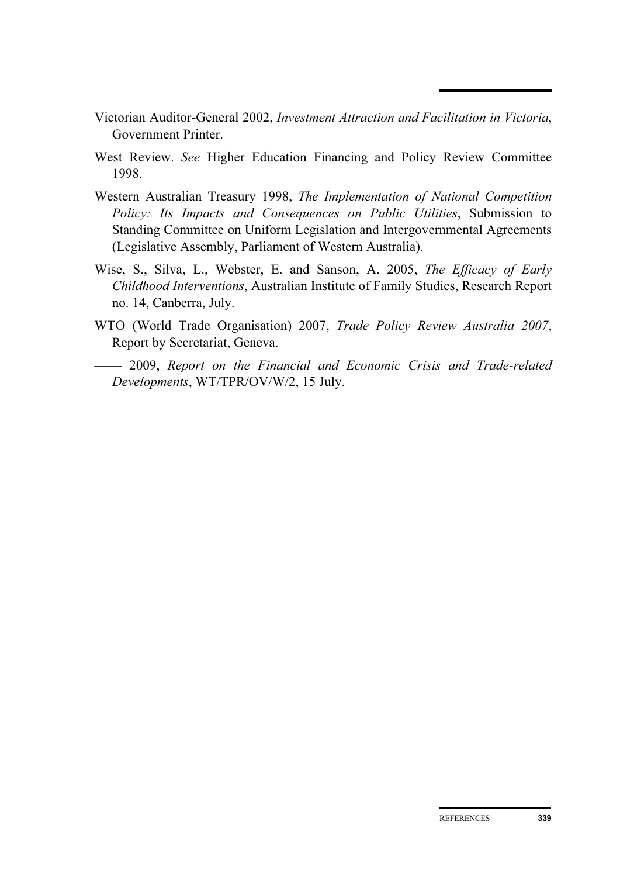Victorian Auditor-General 2002, *Investment Attraction and Facilitation in Victoria*, Government Printer.

West Review. *See* Higher Education Financing and Policy Review Committee 1998.

Western Australian Treasury 1998, *The Implementation of National Competition Policy: Its Impacts and Consequences on Public Utilities*, Submission to Standing Committee on Uniform Legislation and Intergovernmental Agreements (Legislative Assembly, Parliament of Western Australia).

Wise, S., Silva, L., Webster, E. and Sanson, A. 2005, *The Efficacy of Early Childhood Interventions*, Australian Institute of Family Studies, Research Report no. 14, Canberra, July.

WTO (World Trade Organisation) 2007, *Trade Policy Review Australia 2007*, Report by Secretariat, Geneva.

—— 2009, *Report on the Financial and Economic Crisis and Trade-related Developments*, WT/TPR/OV/W/2, 15 July.